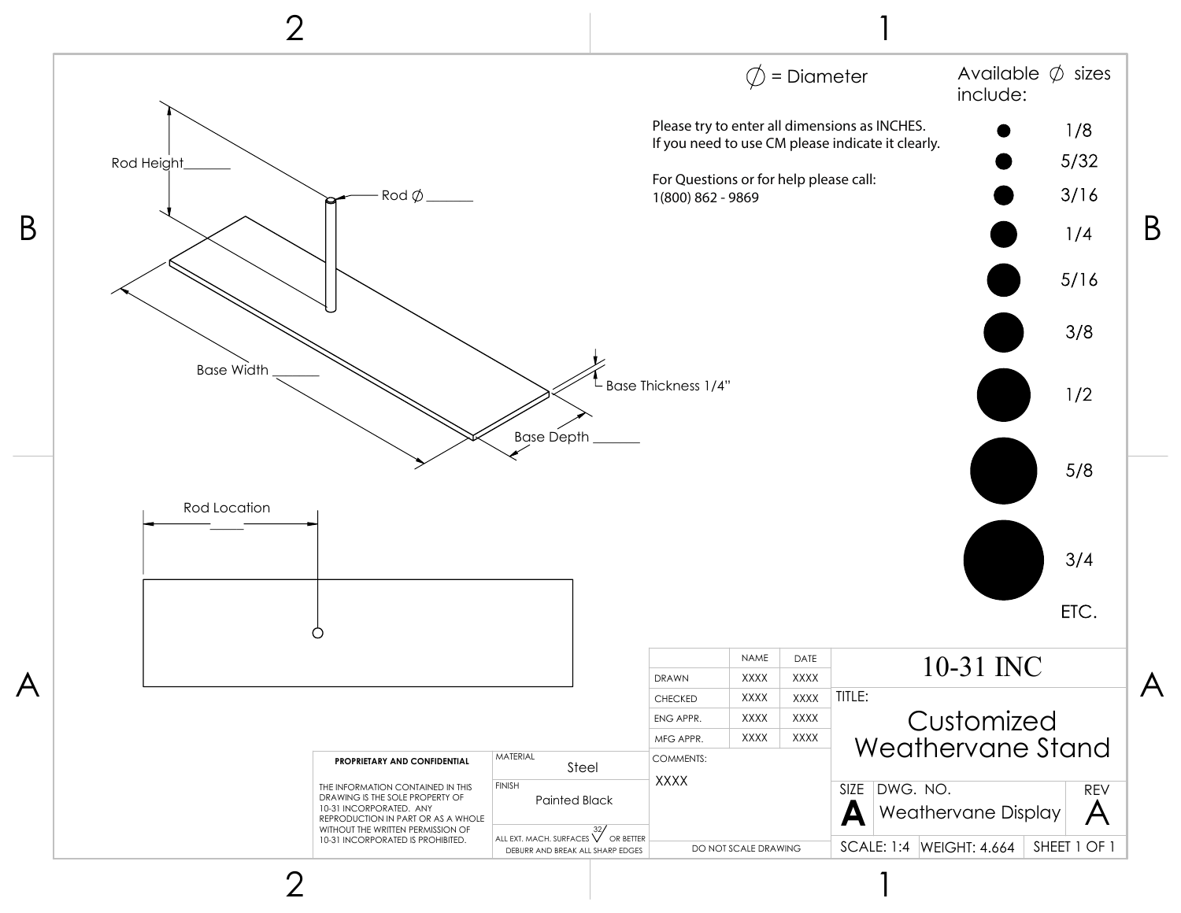∅ = Diameter

Please try to enter all dimensions as INCHES.
If you need to use CM please indicate it clearly.

For Questions or for help please call:
1(800) 862 - 9869

Available ∅ sizes include:

- 1/8
- 5/32
- 3/16
- 1/4
- 5/16
- 3/8
- 1/2
- 5/8
- 3/4
- ETC.

Rod Height_______

Rod ∅ _______

Base Width _______

Base Thickness 1/4"

Base Depth _______

Rod Location _____

**PROPRIETARY AND CONFIDENTIAL**

THE INFORMATION CONTAINED IN THIS DRAWING IS THE SOLE PROPERTY OF 10-31 INCORPORATED. ANY REPRODUCTION IN PART OR AS A WHOLE WITHOUT THE WRITTEN PERMISSION OF 10-31 INCORPORATED IS PROHIBITED.

| | NAME | DATE |
|---|---|---|
| DRAWN | XXXX | XXXX |
| CHECKED | XXXX | XXXX |
| ENG APPR. | XXXX | XXXX |
| MFG APPR. | XXXX | XXXX |

COMMENTS: XXXX

MATERIAL: Steel

FINISH: Painted Black

ALL EXT. MACH. SURFACES 32 OR BETTER
DEBURR AND BREAK ALL SHARP EDGES

DO NOT SCALE DRAWING

10-31 INC

TITLE: Customized Weathervane Stand

SIZE: A | DWG. NO.: Weathervane Display | REV: A

SCALE: 1:4 | WEIGHT: 4.664 | SHEET 1 OF 1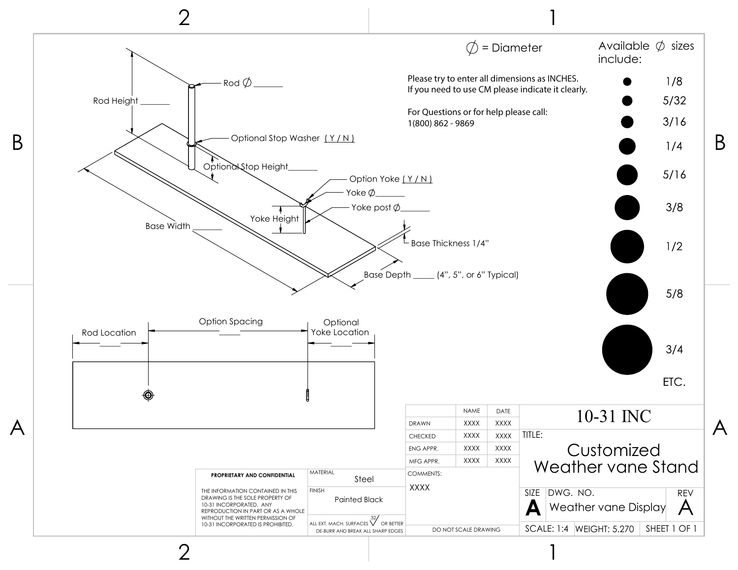∅ = Diameter

Please try to enter all dimensions as INCHES.
If you need to use CM please indicate it clearly.

For Questions or for help please call:
1(800) 862 - 9869

Available ∅ sizes include:

- 1/8
- 5/32
- 3/16
- 1/4
- 5/16
- 3/8
- 1/2
- 5/8
- 3/4
- ETC.

Rod ∅ ______

Rod Height ______

Optional Stop Washer ( Y / N )

Optional Stop Height______

Option Yoke ( Y / N )

Yoke ∅______

Yoke post ∅______

Yoke Height

Base Width ______

Base Thickness 1/4"

Base Depth ____ (4", 5", or 6" Typical)

Rod Location ____

Option Spacing ____

Optional Yoke Location ____

| | NAME | DATE |
|---|---|---|
| DRAWN | XXXX | XXXX |
| CHECKED | XXXX | XXXX |
| ENG APPR. | XXXX | XXXX |
| MFG APPR. | XXXX | XXXX |

COMMENTS:
XXXX

**PROPRIETARY AND CONFIDENTIAL**

THE INFORMATION CONTAINED IN THIS DRAWING IS THE SOLE PROPERTY OF 10-31 INCORPORATED. ANY REPRODUCTION IN PART OR AS A WHOLE WITHOUT THE WRITTEN PERMISSION OF 10-31 INCORPORATED IS PROHIBITED.

MATERIAL: Steel

FINISH: Painted Black

ALL EXT. MACH. SURFACES 32 OR BETTER
DE-BURR AND BREAK ALL SHARP EDGES

DO NOT SCALE DRAWING

# 10-31 INC

TITLE:

## Customized Weather vane Stand

SIZE: A | DWG. NO.: Weather vane Display | REV: A

SCALE: 1:4 | WEIGHT: 5.270 | SHEET 1 OF 1